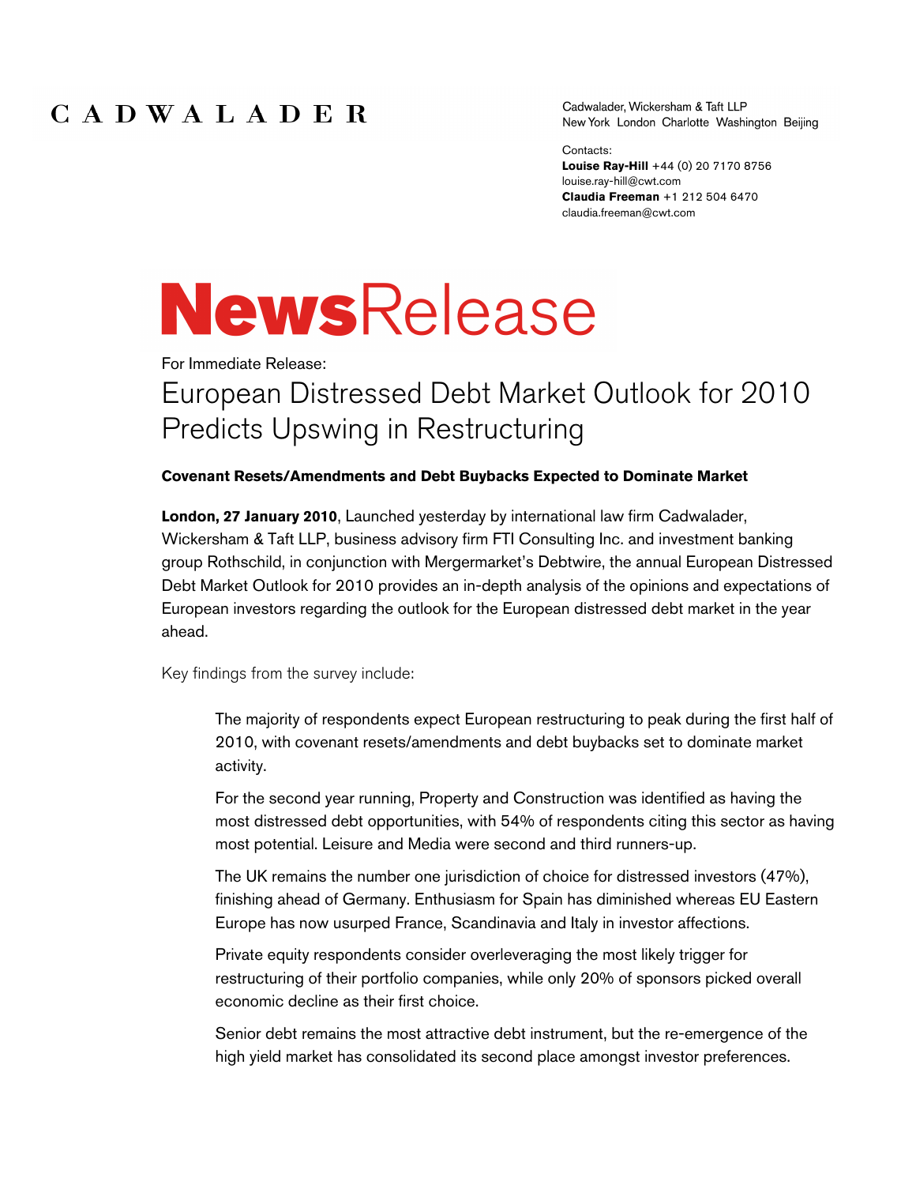# CADWALADER

Cadwalader, Wickersham & Taft LLP
New York London Charlotte Washington Beijing

Contacts:
**Louise Ray-Hill** +44 (0) 20 7170 8756
louise.ray-hill@cwt.com
**Claudia Freeman** +1 212 504 6470
claudia.freeman@cwt.com

# NewsRelease

For Immediate Release:

## European Distressed Debt Market Outlook for 2010 Predicts Upswing in Restructuring

**Covenant Resets/Amendments and Debt Buybacks Expected to Dominate Market**

**London, 27 January 2010**, Launched yesterday by international law firm Cadwalader, Wickersham & Taft LLP, business advisory firm FTI Consulting Inc. and investment banking group Rothschild, in conjunction with Mergermarket's Debtwire, the annual European Distressed Debt Market Outlook for 2010 provides an in-depth analysis of the opinions and expectations of European investors regarding the outlook for the European distressed debt market in the year ahead.

Key findings from the survey include:

> The majority of respondents expect European restructuring to peak during the first half of 2010, with covenant resets/amendments and debt buybacks set to dominate market activity.
>
> For the second year running, Property and Construction was identified as having the most distressed debt opportunities, with 54% of respondents citing this sector as having most potential. Leisure and Media were second and third runners-up.
>
> The UK remains the number one jurisdiction of choice for distressed investors (47%), finishing ahead of Germany. Enthusiasm for Spain has diminished whereas EU Eastern Europe has now usurped France, Scandinavia and Italy in investor affections.
>
> Private equity respondents consider overleveraging the most likely trigger for restructuring of their portfolio companies, while only 20% of sponsors picked overall economic decline as their first choice.
>
> Senior debt remains the most attractive debt instrument, but the re-emergence of the high yield market has consolidated its second place amongst investor preferences.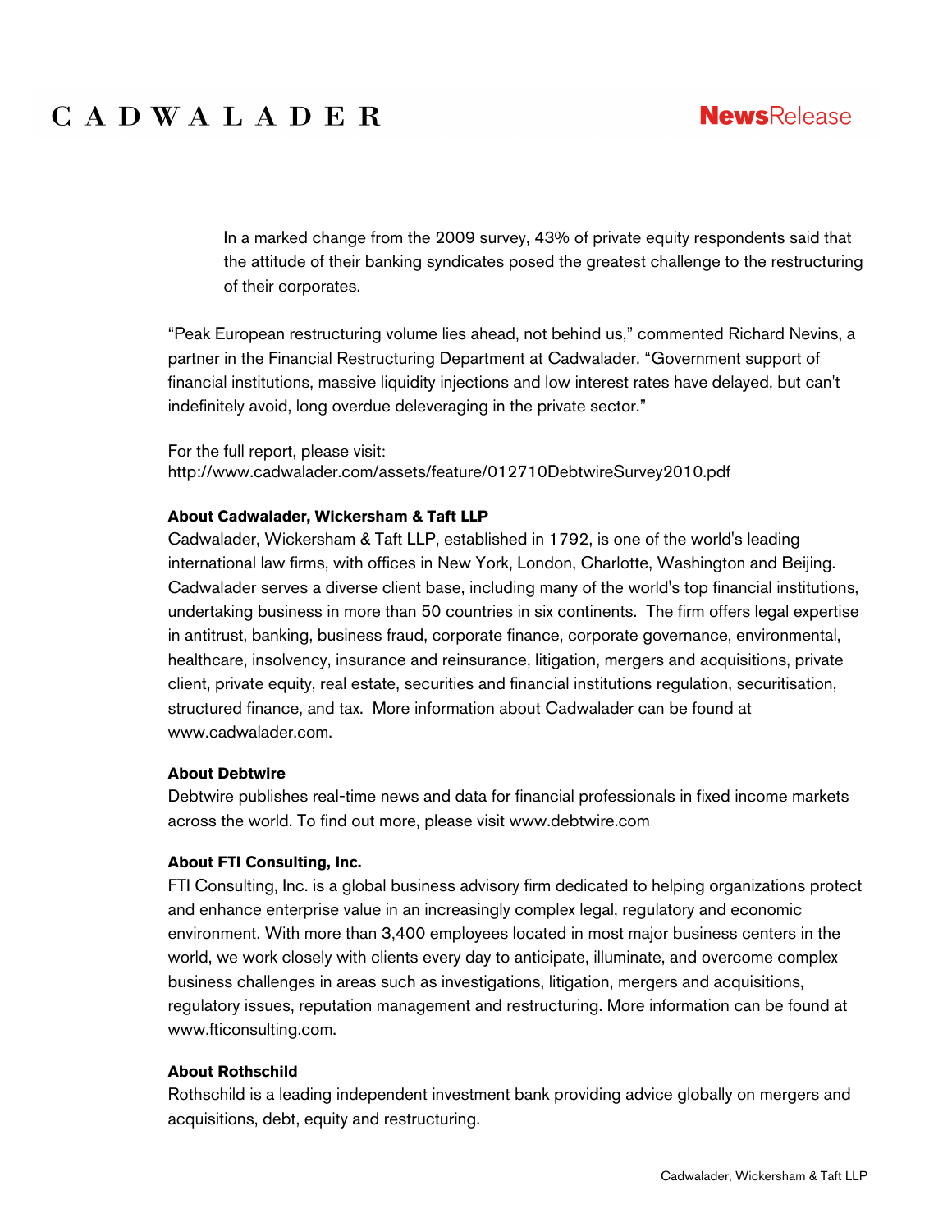In a marked change from the 2009 survey, 43% of private equity respondents said that the attitude of their banking syndicates posed the greatest challenge to the restructuring of their corporates.

"Peak European restructuring volume lies ahead, not behind us," commented Richard Nevins, a partner in the Financial Restructuring Department at Cadwalader. "Government support of financial institutions, massive liquidity injections and low interest rates have delayed, but can't indefinitely avoid, long overdue deleveraging in the private sector."

For the full report, please visit:
http://www.cadwalader.com/assets/feature/012710DebtwireSurvey2010.pdf

**About Cadwalader, Wickersham & Taft LLP**

Cadwalader, Wickersham & Taft LLP, established in 1792, is one of the world's leading international law firms, with offices in New York, London, Charlotte, Washington and Beijing. Cadwalader serves a diverse client base, including many of the world's top financial institutions, undertaking business in more than 50 countries in six continents. The firm offers legal expertise in antitrust, banking, business fraud, corporate finance, corporate governance, environmental, healthcare, insolvency, insurance and reinsurance, litigation, mergers and acquisitions, private client, private equity, real estate, securities and financial institutions regulation, securitisation, structured finance, and tax. More information about Cadwalader can be found at www.cadwalader.com.

**About Debtwire**

Debtwire publishes real-time news and data for financial professionals in fixed income markets across the world. To find out more, please visit www.debtwire.com

**About FTI Consulting, Inc.**

FTI Consulting, Inc. is a global business advisory firm dedicated to helping organizations protect and enhance enterprise value in an increasingly complex legal, regulatory and economic environment. With more than 3,400 employees located in most major business centers in the world, we work closely with clients every day to anticipate, illuminate, and overcome complex business challenges in areas such as investigations, litigation, mergers and acquisitions, regulatory issues, reputation management and restructuring. More information can be found at www.fticonsulting.com.

**About Rothschild**

Rothschild is a leading independent investment bank providing advice globally on mergers and acquisitions, debt, equity and restructuring.